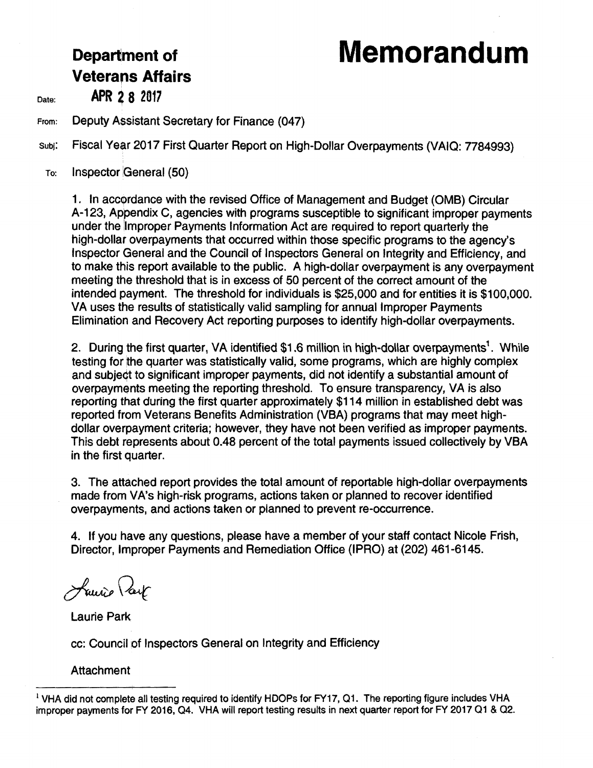# Department of Veterans Affairs

# Memorandum

**Date:** APR 28 2017

**From:** Deputy Assistant Secretary for Finance (047)

**Subj:** Fiscal Year 2017 First Quarter Report on High-Dollar Overpayments (VAIQ: 7784993)

**To:** Inspector General (50)

1. In accordance with the revised Office of Management and Budget (OMB) Circular A-123, Appendix C, agencies with programs susceptible to significant improper payments under the Improper Payments Information Act are required to report quarterly the high-dollar overpayments that occurred within those specific programs to the agency's Inspector General and the Council of Inspectors General on Integrity and Efficiency, and to make this report available to the public. A high-dollar overpayment is any overpayment meeting the threshold that is in excess of 50 percent of the correct amount of the intended payment. The threshold for individuals is $25,000 and for entities it is $100,000. VA uses the results of statistically valid sampling for annual Improper Payments Elimination and Recovery Act reporting purposes to identify high-dollar overpayments.

2. During the first quarter, VA identified $1.6 million in high-dollar overpayments[1]. While testing for the quarter was statistically valid, some programs, which are highly complex and subject to significant improper payments, did not identify a substantial amount of overpayments meeting the reporting threshold. To ensure transparency, VA is also reporting that during the first quarter approximately $114 million in established debt was reported from Veterans Benefits Administration (VBA) programs that may meet high-dollar overpayment criteria; however, they have not been verified as improper payments. This debt represents about 0.48 percent of the total payments issued collectively by VBA in the first quarter.

3. The attached report provides the total amount of reportable high-dollar overpayments made from VA's high-risk programs, actions taken or planned to recover identified overpayments, and actions taken or planned to prevent re-occurrence.

4. If you have any questions, please have a member of your staff contact Nicole Frish, Director, Improper Payments and Remediation Office (IPRO) at (202) 461-6145.

Laurie Park

cc: Council of Inspectors General on Integrity and Efficiency

Attachment

---

[1] VHA did not complete all testing required to identify HDOPs for FY17, Q1. The reporting figure includes VHA improper payments for FY 2016, Q4. VHA will report testing results in next quarter report for FY 2017 Q1 & Q2.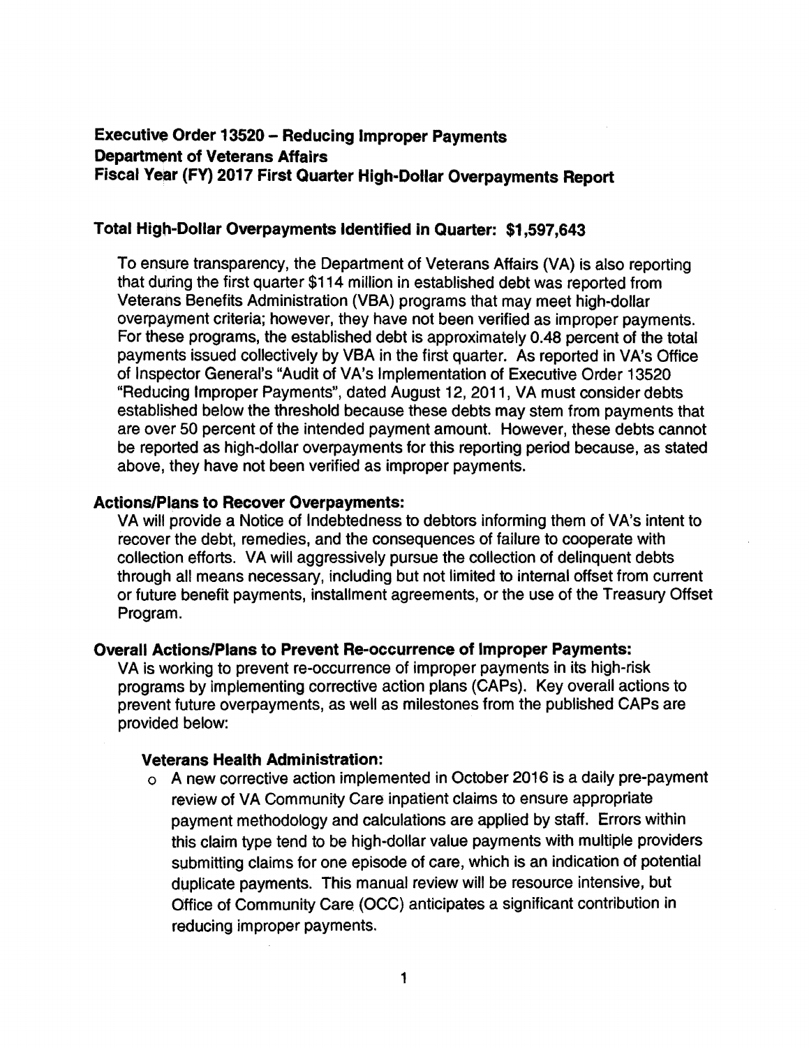**Executive Order 13520 – Reducing Improper Payments**
**Department of Veterans Affairs**
**Fiscal Year (FY) 2017 First Quarter High-Dollar Overpayments Report**

## Total High-Dollar Overpayments Identified in Quarter: $1,597,643

To ensure transparency, the Department of Veterans Affairs (VA) is also reporting that during the first quarter $114 million in established debt was reported from Veterans Benefits Administration (VBA) programs that may meet high-dollar overpayment criteria; however, they have not been verified as improper payments. For these programs, the established debt is approximately 0.48 percent of the total payments issued collectively by VBA in the first quarter. As reported in VA's Office of Inspector General's "Audit of VA's Implementation of Executive Order 13520 "Reducing Improper Payments", dated August 12, 2011, VA must consider debts established below the threshold because these debts may stem from payments that are over 50 percent of the intended payment amount. However, these debts cannot be reported as high-dollar overpayments for this reporting period because, as stated above, they have not been verified as improper payments.

### Actions/Plans to Recover Overpayments:

VA will provide a Notice of Indebtedness to debtors informing them of VA's intent to recover the debt, remedies, and the consequences of failure to cooperate with collection efforts. VA will aggressively pursue the collection of delinquent debts through all means necessary, including but not limited to internal offset from current or future benefit payments, installment agreements, or the use of the Treasury Offset Program.

### Overall Actions/Plans to Prevent Re-occurrence of Improper Payments:

VA is working to prevent re-occurrence of improper payments in its high-risk programs by implementing corrective action plans (CAPs). Key overall actions to prevent future overpayments, as well as milestones from the published CAPs are provided below:

#### Veterans Health Administration:

- A new corrective action implemented in October 2016 is a daily pre-payment review of VA Community Care inpatient claims to ensure appropriate payment methodology and calculations are applied by staff. Errors within this claim type tend to be high-dollar value payments with multiple providers submitting claims for one episode of care, which is an indication of potential duplicate payments. This manual review will be resource intensive, but Office of Community Care (OCC) anticipates a significant contribution in reducing improper payments.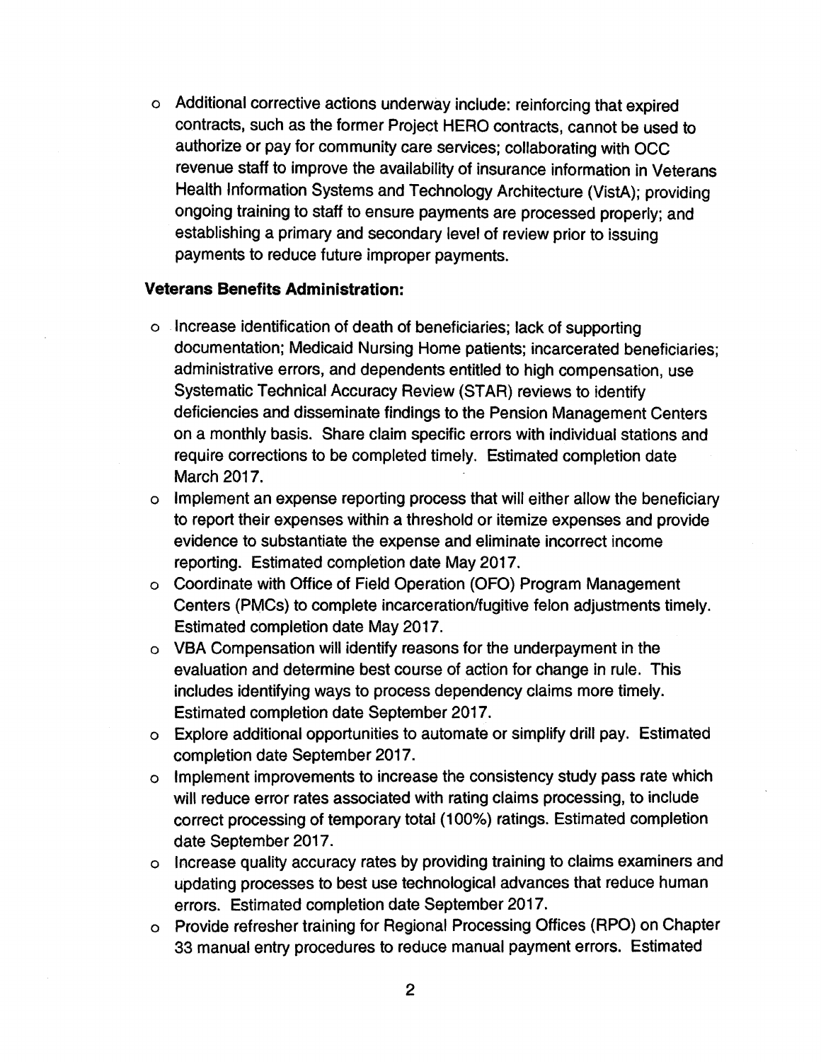- Additional corrective actions underway include: reinforcing that expired contracts, such as the former Project HERO contracts, cannot be used to authorize or pay for community care services; collaborating with OCC revenue staff to improve the availability of insurance information in Veterans Health Information Systems and Technology Architecture (VistA); providing ongoing training to staff to ensure payments are processed properly; and establishing a primary and secondary level of review prior to issuing payments to reduce future improper payments.

**Veterans Benefits Administration:**

- Increase identification of death of beneficiaries; lack of supporting documentation; Medicaid Nursing Home patients; incarcerated beneficiaries; administrative errors, and dependents entitled to high compensation, use Systematic Technical Accuracy Review (STAR) reviews to identify deficiencies and disseminate findings to the Pension Management Centers on a monthly basis. Share claim specific errors with individual stations and require corrections to be completed timely. Estimated completion date March 2017.
- Implement an expense reporting process that will either allow the beneficiary to report their expenses within a threshold or itemize expenses and provide evidence to substantiate the expense and eliminate incorrect income reporting. Estimated completion date May 2017.
- Coordinate with Office of Field Operation (OFO) Program Management Centers (PMCs) to complete incarceration/fugitive felon adjustments timely. Estimated completion date May 2017.
- VBA Compensation will identify reasons for the underpayment in the evaluation and determine best course of action for change in rule. This includes identifying ways to process dependency claims more timely. Estimated completion date September 2017.
- Explore additional opportunities to automate or simplify drill pay. Estimated completion date September 2017.
- Implement improvements to increase the consistency study pass rate which will reduce error rates associated with rating claims processing, to include correct processing of temporary total (100%) ratings. Estimated completion date September 2017.
- Increase quality accuracy rates by providing training to claims examiners and updating processes to best use technological advances that reduce human errors. Estimated completion date September 2017.
- Provide refresher training for Regional Processing Offices (RPO) on Chapter 33 manual entry procedures to reduce manual payment errors. Estimated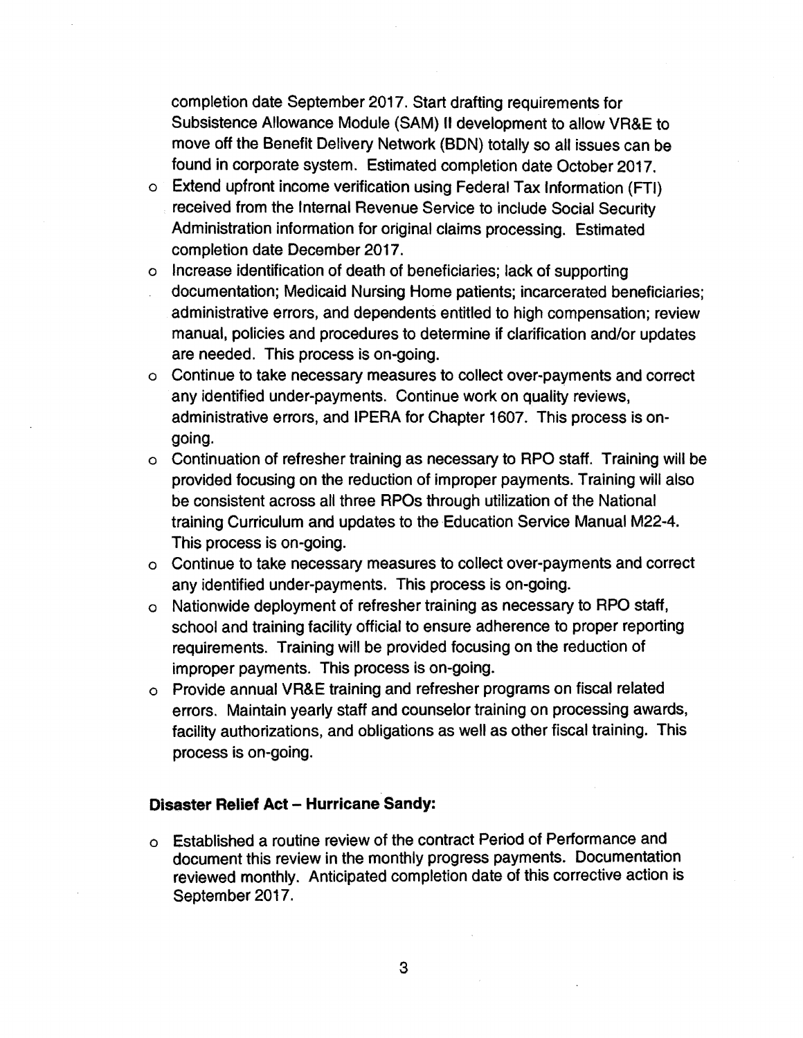completion date September 2017. Start drafting requirements for Subsistence Allowance Module (SAM) II development to allow VR&E to move off the Benefit Delivery Network (BDN) totally so all issues can be found in corporate system. Estimated completion date October 2017.

- Extend upfront income verification using Federal Tax Information (FTI) received from the Internal Revenue Service to include Social Security Administration information for original claims processing. Estimated completion date December 2017.
- Increase identification of death of beneficiaries; lack of supporting documentation; Medicaid Nursing Home patients; incarcerated beneficiaries; administrative errors, and dependents entitled to high compensation; review manual, policies and procedures to determine if clarification and/or updates are needed. This process is on-going.
- Continue to take necessary measures to collect over-payments and correct any identified under-payments. Continue work on quality reviews, administrative errors, and IPERA for Chapter 1607. This process is on-going.
- Continuation of refresher training as necessary to RPO staff. Training will be provided focusing on the reduction of improper payments. Training will also be consistent across all three RPOs through utilization of the National training Curriculum and updates to the Education Service Manual M22-4. This process is on-going.
- Continue to take necessary measures to collect over-payments and correct any identified under-payments. This process is on-going.
- Nationwide deployment of refresher training as necessary to RPO staff, school and training facility official to ensure adherence to proper reporting requirements. Training will be provided focusing on the reduction of improper payments. This process is on-going.
- Provide annual VR&E training and refresher programs on fiscal related errors. Maintain yearly staff and counselor training on processing awards, facility authorizations, and obligations as well as other fiscal training. This process is on-going.

**Disaster Relief Act – Hurricane Sandy:**

- Established a routine review of the contract Period of Performance and document this review in the monthly progress payments. Documentation reviewed monthly. Anticipated completion date of this corrective action is September 2017.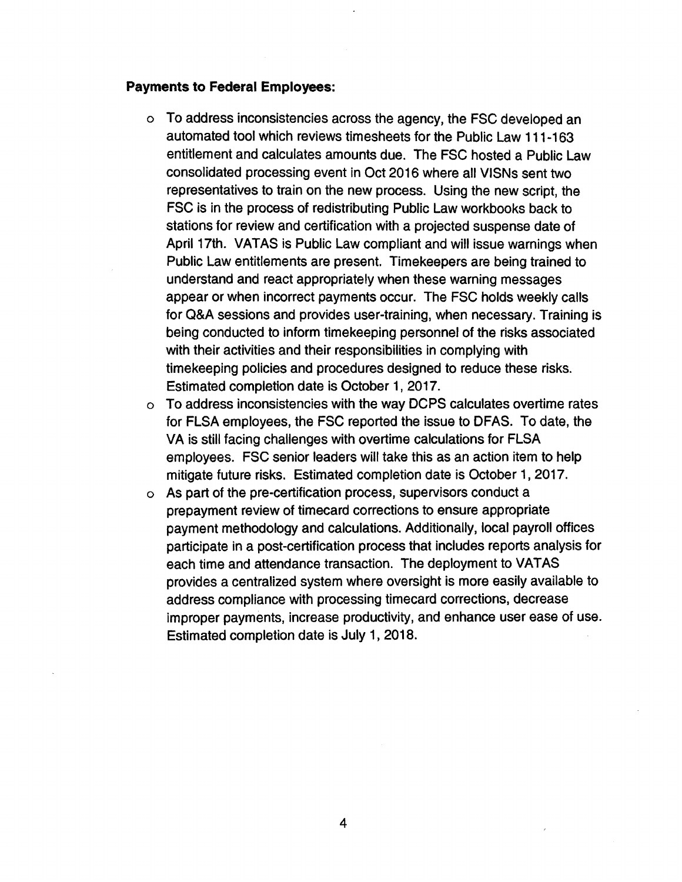**Payments to Federal Employees:**

- To address inconsistencies across the agency, the FSC developed an automated tool which reviews timesheets for the Public Law 111-163 entitlement and calculates amounts due. The FSC hosted a Public Law consolidated processing event in Oct 2016 where all VISNs sent two representatives to train on the new process. Using the new script, the FSC is in the process of redistributing Public Law workbooks back to stations for review and certification with a projected suspense date of April 17th. VATAS is Public Law compliant and will issue warnings when Public Law entitlements are present. Timekeepers are being trained to understand and react appropriately when these warning messages appear or when incorrect payments occur. The FSC holds weekly calls for Q&A sessions and provides user-training, when necessary. Training is being conducted to inform timekeeping personnel of the risks associated with their activities and their responsibilities in complying with timekeeping policies and procedures designed to reduce these risks. Estimated completion date is October 1, 2017.
- To address inconsistencies with the way DCPS calculates overtime rates for FLSA employees, the FSC reported the issue to DFAS. To date, the VA is still facing challenges with overtime calculations for FLSA employees. FSC senior leaders will take this as an action item to help mitigate future risks. Estimated completion date is October 1, 2017.
- As part of the pre-certification process, supervisors conduct a prepayment review of timecard corrections to ensure appropriate payment methodology and calculations. Additionally, local payroll offices participate in a post-certification process that includes reports analysis for each time and attendance transaction. The deployment to VATAS provides a centralized system where oversight is more easily available to address compliance with processing timecard corrections, decrease improper payments, increase productivity, and enhance user ease of use. Estimated completion date is July 1, 2018.